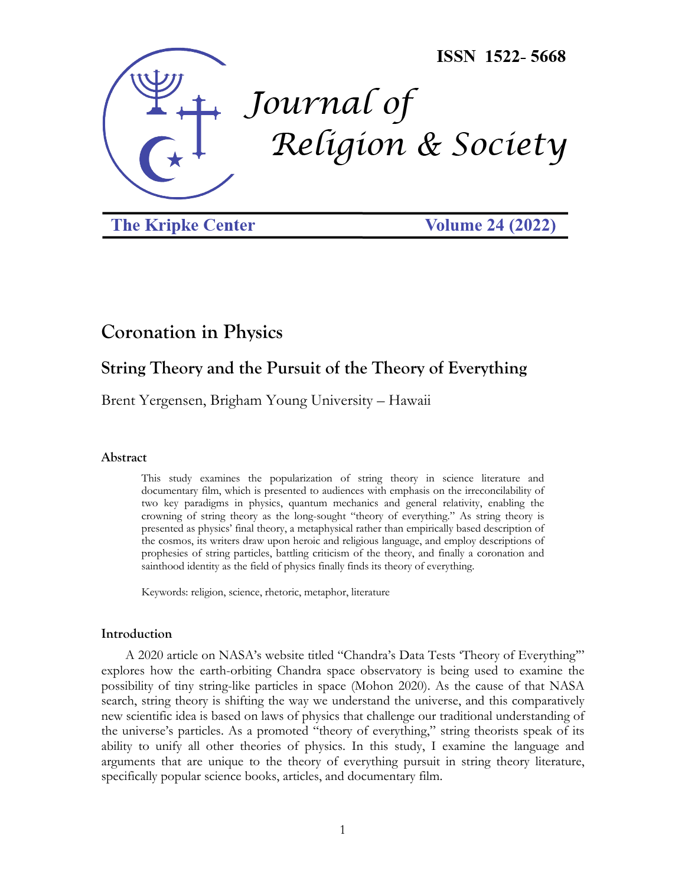ISSN 1522- 5668

Journal of Religion & Society

The Kripke Center

Volume 24 (2022)

# Coronation in Physics

## String Theory and the Pursuit of the Theory of Everything

Brent Yergensen, Brigham Young University – Hawaii

### Abstract

> This study examines the popularization of string theory in science literature and documentary film, which is presented to audiences with emphasis on the irreconcilability of two key paradigms in physics, quantum mechanics and general relativity, enabling the crowning of string theory as the long-sought "theory of everything." As string theory is presented as physics' final theory, a metaphysical rather than empirically based description of the cosmos, its writers draw upon heroic and religious language, and employ descriptions of prophesies of string particles, battling criticism of the theory, and finally a coronation and sainthood identity as the field of physics finally finds its theory of everything.
>
> Keywords: religion, science, rhetoric, metaphor, literature

### Introduction

A 2020 article on NASA's website titled "Chandra's Data Tests 'Theory of Everything'" explores how the earth-orbiting Chandra space observatory is being used to examine the possibility of tiny string-like particles in space (Mohon 2020). As the cause of that NASA search, string theory is shifting the way we understand the universe, and this comparatively new scientific idea is based on laws of physics that challenge our traditional understanding of the universe's particles. As a promoted "theory of everything," string theorists speak of its ability to unify all other theories of physics. In this study, I examine the language and arguments that are unique to the theory of everything pursuit in string theory literature, specifically popular science books, articles, and documentary film.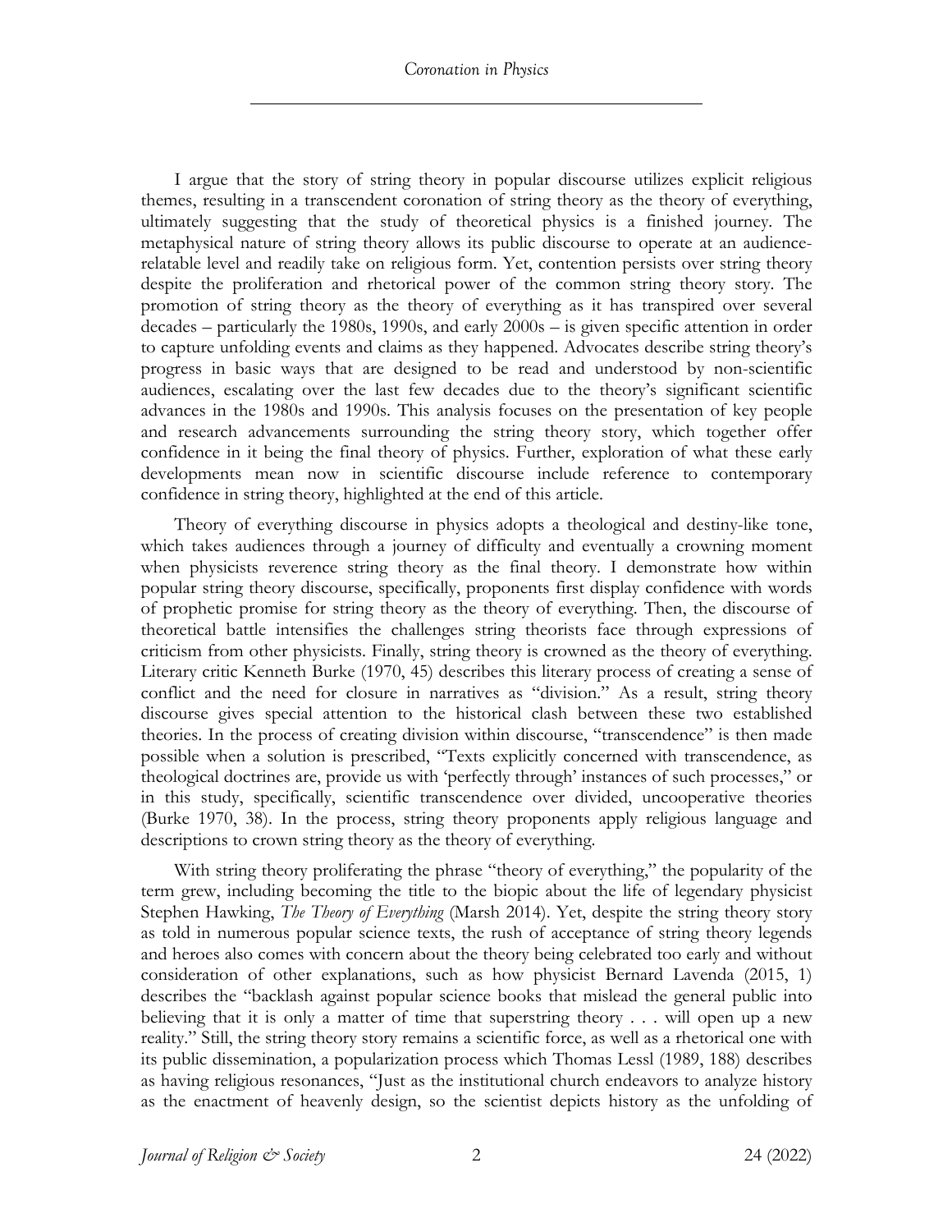I argue that the story of string theory in popular discourse utilizes explicit religious themes, resulting in a transcendent coronation of string theory as the theory of everything, ultimately suggesting that the study of theoretical physics is a finished journey. The metaphysical nature of string theory allows its public discourse to operate at an audience-relatable level and readily take on religious form. Yet, contention persists over string theory despite the proliferation and rhetorical power of the common string theory story. The promotion of string theory as the theory of everything as it has transpired over several decades – particularly the 1980s, 1990s, and early 2000s – is given specific attention in order to capture unfolding events and claims as they happened. Advocates describe string theory's progress in basic ways that are designed to be read and understood by non-scientific audiences, escalating over the last few decades due to the theory's significant scientific advances in the 1980s and 1990s. This analysis focuses on the presentation of key people and research advancements surrounding the string theory story, which together offer confidence in it being the final theory of physics. Further, exploration of what these early developments mean now in scientific discourse include reference to contemporary confidence in string theory, highlighted at the end of this article.

Theory of everything discourse in physics adopts a theological and destiny-like tone, which takes audiences through a journey of difficulty and eventually a crowning moment when physicists reverence string theory as the final theory. I demonstrate how within popular string theory discourse, specifically, proponents first display confidence with words of prophetic promise for string theory as the theory of everything. Then, the discourse of theoretical battle intensifies the challenges string theorists face through expressions of criticism from other physicists. Finally, string theory is crowned as the theory of everything. Literary critic Kenneth Burke (1970, 45) describes this literary process of creating a sense of conflict and the need for closure in narratives as "division." As a result, string theory discourse gives special attention to the historical clash between these two established theories. In the process of creating division within discourse, "transcendence" is then made possible when a solution is prescribed, "Texts explicitly concerned with transcendence, as theological doctrines are, provide us with 'perfectly through' instances of such processes," or in this study, specifically, scientific transcendence over divided, uncooperative theories (Burke 1970, 38). In the process, string theory proponents apply religious language and descriptions to crown string theory as the theory of everything.

With string theory proliferating the phrase "theory of everything," the popularity of the term grew, including becoming the title to the biopic about the life of legendary physicist Stephen Hawking, *The Theory of Everything* (Marsh 2014). Yet, despite the string theory story as told in numerous popular science texts, the rush of acceptance of string theory legends and heroes also comes with concern about the theory being celebrated too early and without consideration of other explanations, such as how physicist Bernard Lavenda (2015, 1) describes the "backlash against popular science books that mislead the general public into believing that it is only a matter of time that superstring theory . . . will open up a new reality." Still, the string theory story remains a scientific force, as well as a rhetorical one with its public dissemination, a popularization process which Thomas Lessl (1989, 188) describes as having religious resonances, "Just as the institutional church endeavors to analyze history as the enactment of heavenly design, so the scientist depicts history as the unfolding of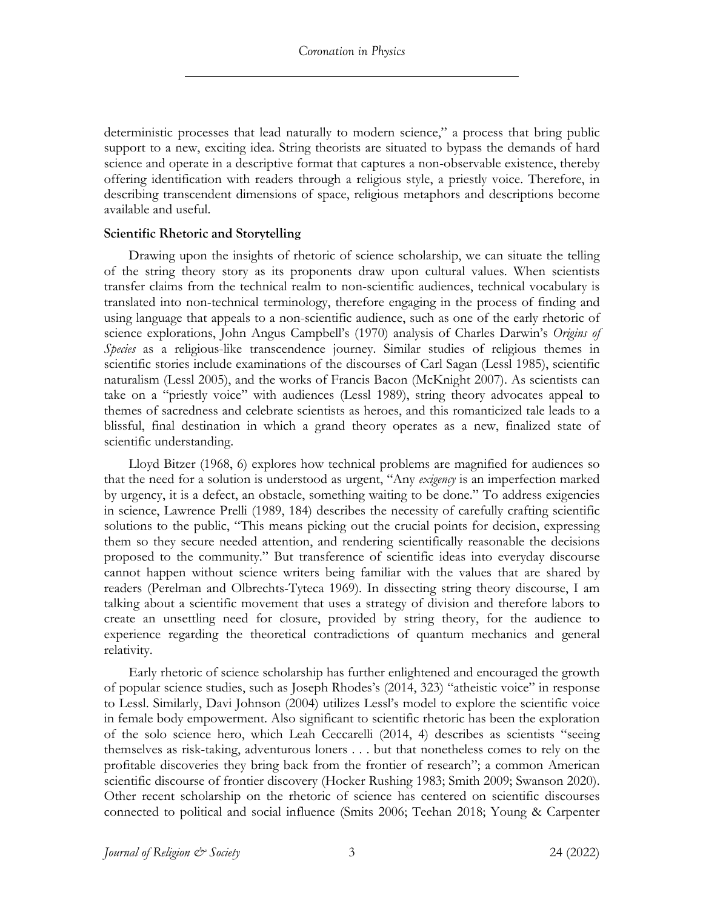deterministic processes that lead naturally to modern science," a process that bring public support to a new, exciting idea. String theorists are situated to bypass the demands of hard science and operate in a descriptive format that captures a non-observable existence, thereby offering identification with readers through a religious style, a priestly voice. Therefore, in describing transcendent dimensions of space, religious metaphors and descriptions become available and useful.

**Scientific Rhetoric and Storytelling**

Drawing upon the insights of rhetoric of science scholarship, we can situate the telling of the string theory story as its proponents draw upon cultural values. When scientists transfer claims from the technical realm to non-scientific audiences, technical vocabulary is translated into non-technical terminology, therefore engaging in the process of finding and using language that appeals to a non-scientific audience, such as one of the early rhetoric of science explorations, John Angus Campbell's (1970) analysis of Charles Darwin's *Origins of Species* as a religious-like transcendence journey. Similar studies of religious themes in scientific stories include examinations of the discourses of Carl Sagan (Lessl 1985), scientific naturalism (Lessl 2005), and the works of Francis Bacon (McKnight 2007). As scientists can take on a "priestly voice" with audiences (Lessl 1989), string theory advocates appeal to themes of sacredness and celebrate scientists as heroes, and this romanticized tale leads to a blissful, final destination in which a grand theory operates as a new, finalized state of scientific understanding.

Lloyd Bitzer (1968, 6) explores how technical problems are magnified for audiences so that the need for a solution is understood as urgent, "Any *exigency* is an imperfection marked by urgency, it is a defect, an obstacle, something waiting to be done." To address exigencies in science, Lawrence Prelli (1989, 184) describes the necessity of carefully crafting scientific solutions to the public, "This means picking out the crucial points for decision, expressing them so they secure needed attention, and rendering scientifically reasonable the decisions proposed to the community." But transference of scientific ideas into everyday discourse cannot happen without science writers being familiar with the values that are shared by readers (Perelman and Olbrechts-Tyteca 1969). In dissecting string theory discourse, I am talking about a scientific movement that uses a strategy of division and therefore labors to create an unsettling need for closure, provided by string theory, for the audience to experience regarding the theoretical contradictions of quantum mechanics and general relativity.

Early rhetoric of science scholarship has further enlightened and encouraged the growth of popular science studies, such as Joseph Rhodes's (2014, 323) "atheistic voice" in response to Lessl. Similarly, Davi Johnson (2004) utilizes Lessl's model to explore the scientific voice in female body empowerment. Also significant to scientific rhetoric has been the exploration of the solo science hero, which Leah Ceccarelli (2014, 4) describes as scientists "seeing themselves as risk-taking, adventurous loners . . . but that nonetheless comes to rely on the profitable discoveries they bring back from the frontier of research"; a common American scientific discourse of frontier discovery (Hocker Rushing 1983; Smith 2009; Swanson 2020). Other recent scholarship on the rhetoric of science has centered on scientific discourses connected to political and social influence (Smits 2006; Teehan 2018; Young & Carpenter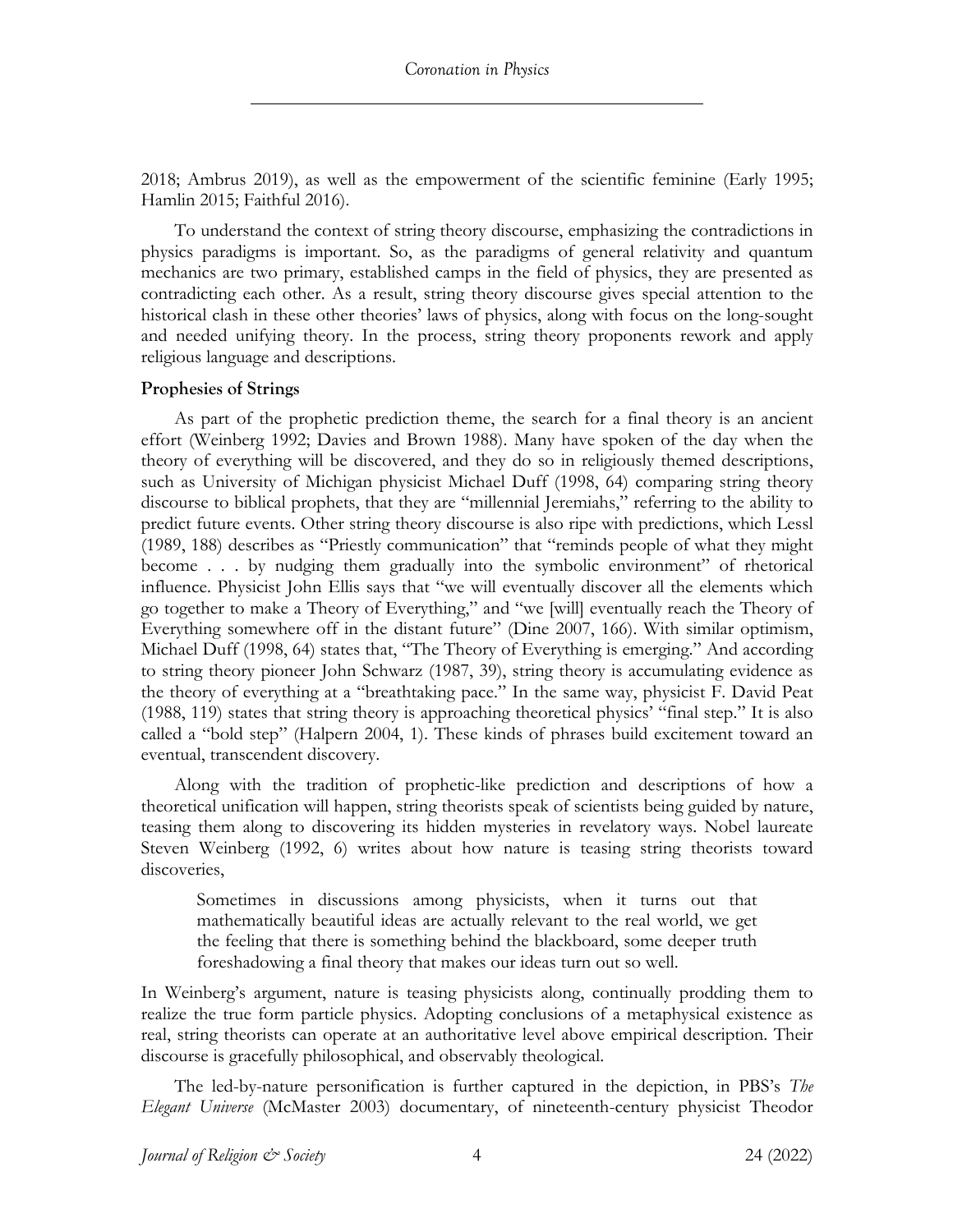2018; Ambrus 2019), as well as the empowerment of the scientific feminine (Early 1995; Hamlin 2015; Faithful 2016).

To understand the context of string theory discourse, emphasizing the contradictions in physics paradigms is important. So, as the paradigms of general relativity and quantum mechanics are two primary, established camps in the field of physics, they are presented as contradicting each other. As a result, string theory discourse gives special attention to the historical clash in these other theories' laws of physics, along with focus on the long-sought and needed unifying theory. In the process, string theory proponents rework and apply religious language and descriptions.

**Prophesies of Strings**

As part of the prophetic prediction theme, the search for a final theory is an ancient effort (Weinberg 1992; Davies and Brown 1988). Many have spoken of the day when the theory of everything will be discovered, and they do so in religiously themed descriptions, such as University of Michigan physicist Michael Duff (1998, 64) comparing string theory discourse to biblical prophets, that they are "millennial Jeremiahs," referring to the ability to predict future events. Other string theory discourse is also ripe with predictions, which Lessl (1989, 188) describes as "Priestly communication" that "reminds people of what they might become . . . by nudging them gradually into the symbolic environment" of rhetorical influence. Physicist John Ellis says that "we will eventually discover all the elements which go together to make a Theory of Everything," and "we [will] eventually reach the Theory of Everything somewhere off in the distant future" (Dine 2007, 166). With similar optimism, Michael Duff (1998, 64) states that, "The Theory of Everything is emerging." And according to string theory pioneer John Schwarz (1987, 39), string theory is accumulating evidence as the theory of everything at a "breathtaking pace." In the same way, physicist F. David Peat (1988, 119) states that string theory is approaching theoretical physics' "final step." It is also called a "bold step" (Halpern 2004, 1). These kinds of phrases build excitement toward an eventual, transcendent discovery.

Along with the tradition of prophetic-like prediction and descriptions of how a theoretical unification will happen, string theorists speak of scientists being guided by nature, teasing them along to discovering its hidden mysteries in revelatory ways. Nobel laureate Steven Weinberg (1992, 6) writes about how nature is teasing string theorists toward discoveries,

> Sometimes in discussions among physicists, when it turns out that mathematically beautiful ideas are actually relevant to the real world, we get the feeling that there is something behind the blackboard, some deeper truth foreshadowing a final theory that makes our ideas turn out so well.

In Weinberg's argument, nature is teasing physicists along, continually prodding them to realize the true form particle physics. Adopting conclusions of a metaphysical existence as real, string theorists can operate at an authoritative level above empirical description. Their discourse is gracefully philosophical, and observably theological.

The led-by-nature personification is further captured in the depiction, in PBS's *The Elegant Universe* (McMaster 2003) documentary, of nineteenth-century physicist Theodor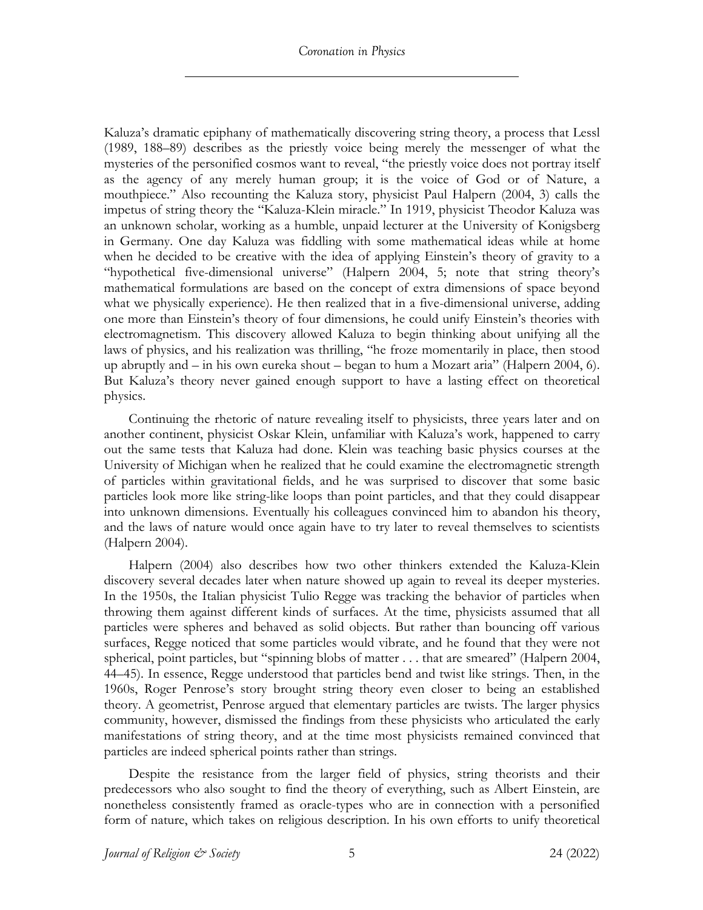Kaluza's dramatic epiphany of mathematically discovering string theory, a process that Lessl (1989, 188–89) describes as the priestly voice being merely the messenger of what the mysteries of the personified cosmos want to reveal, "the priestly voice does not portray itself as the agency of any merely human group; it is the voice of God or of Nature, a mouthpiece." Also recounting the Kaluza story, physicist Paul Halpern (2004, 3) calls the impetus of string theory the "Kaluza-Klein miracle." In 1919, physicist Theodor Kaluza was an unknown scholar, working as a humble, unpaid lecturer at the University of Konigsberg in Germany. One day Kaluza was fiddling with some mathematical ideas while at home when he decided to be creative with the idea of applying Einstein's theory of gravity to a "hypothetical five-dimensional universe" (Halpern 2004, 5; note that string theory's mathematical formulations are based on the concept of extra dimensions of space beyond what we physically experience). He then realized that in a five-dimensional universe, adding one more than Einstein's theory of four dimensions, he could unify Einstein's theories with electromagnetism. This discovery allowed Kaluza to begin thinking about unifying all the laws of physics, and his realization was thrilling, "he froze momentarily in place, then stood up abruptly and – in his own eureka shout – began to hum a Mozart aria" (Halpern 2004, 6). But Kaluza's theory never gained enough support to have a lasting effect on theoretical physics.

Continuing the rhetoric of nature revealing itself to physicists, three years later and on another continent, physicist Oskar Klein, unfamiliar with Kaluza's work, happened to carry out the same tests that Kaluza had done. Klein was teaching basic physics courses at the University of Michigan when he realized that he could examine the electromagnetic strength of particles within gravitational fields, and he was surprised to discover that some basic particles look more like string-like loops than point particles, and that they could disappear into unknown dimensions. Eventually his colleagues convinced him to abandon his theory, and the laws of nature would once again have to try later to reveal themselves to scientists (Halpern 2004).

Halpern (2004) also describes how two other thinkers extended the Kaluza-Klein discovery several decades later when nature showed up again to reveal its deeper mysteries. In the 1950s, the Italian physicist Tulio Regge was tracking the behavior of particles when throwing them against different kinds of surfaces. At the time, physicists assumed that all particles were spheres and behaved as solid objects. But rather than bouncing off various surfaces, Regge noticed that some particles would vibrate, and he found that they were not spherical, point particles, but "spinning blobs of matter . . . that are smeared" (Halpern 2004, 44–45). In essence, Regge understood that particles bend and twist like strings. Then, in the 1960s, Roger Penrose's story brought string theory even closer to being an established theory. A geometrist, Penrose argued that elementary particles are twists. The larger physics community, however, dismissed the findings from these physicists who articulated the early manifestations of string theory, and at the time most physicists remained convinced that particles are indeed spherical points rather than strings.

Despite the resistance from the larger field of physics, string theorists and their predecessors who also sought to find the theory of everything, such as Albert Einstein, are nonetheless consistently framed as oracle-types who are in connection with a personified form of nature, which takes on religious description. In his own efforts to unify theoretical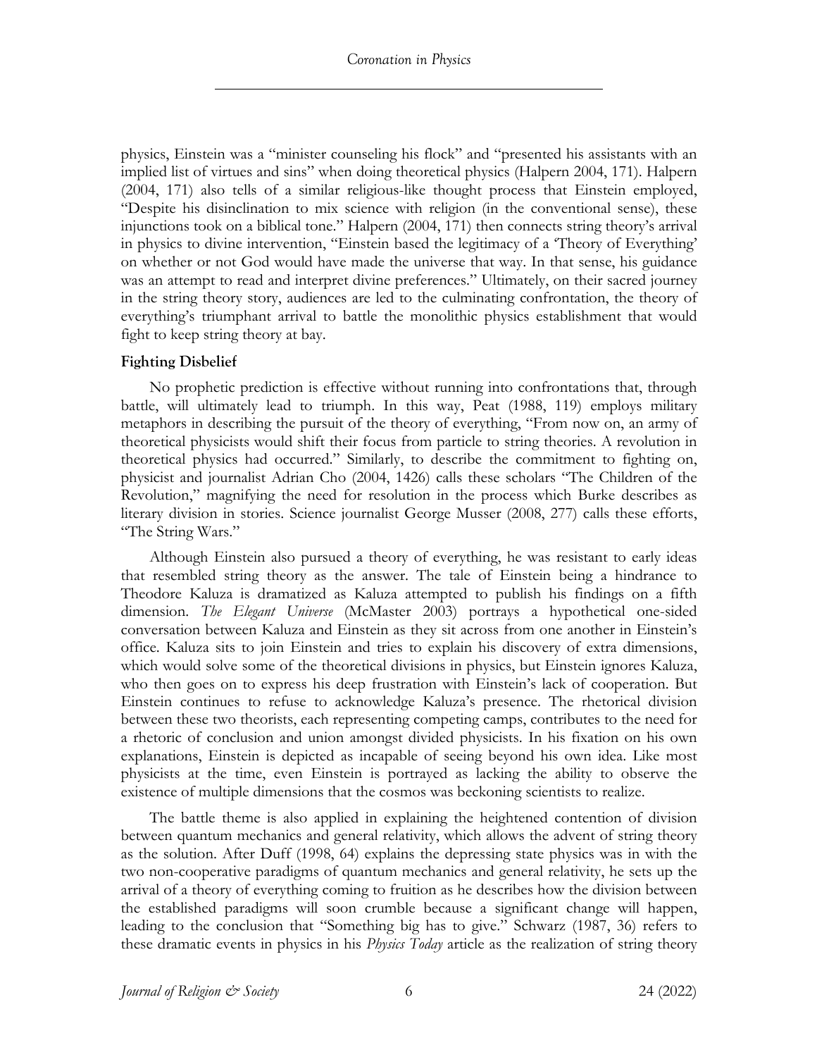physics, Einstein was a "minister counseling his flock" and "presented his assistants with an implied list of virtues and sins" when doing theoretical physics (Halpern 2004, 171). Halpern (2004, 171) also tells of a similar religious-like thought process that Einstein employed, "Despite his disinclination to mix science with religion (in the conventional sense), these injunctions took on a biblical tone." Halpern (2004, 171) then connects string theory's arrival in physics to divine intervention, "Einstein based the legitimacy of a 'Theory of Everything' on whether or not God would have made the universe that way. In that sense, his guidance was an attempt to read and interpret divine preferences." Ultimately, on their sacred journey in the string theory story, audiences are led to the culminating confrontation, the theory of everything's triumphant arrival to battle the monolithic physics establishment that would fight to keep string theory at bay.

### Fighting Disbelief

No prophetic prediction is effective without running into confrontations that, through battle, will ultimately lead to triumph. In this way, Peat (1988, 119) employs military metaphors in describing the pursuit of the theory of everything, "From now on, an army of theoretical physicists would shift their focus from particle to string theories. A revolution in theoretical physics had occurred." Similarly, to describe the commitment to fighting on, physicist and journalist Adrian Cho (2004, 1426) calls these scholars "The Children of the Revolution," magnifying the need for resolution in the process which Burke describes as literary division in stories. Science journalist George Musser (2008, 277) calls these efforts, "The String Wars."

Although Einstein also pursued a theory of everything, he was resistant to early ideas that resembled string theory as the answer. The tale of Einstein being a hindrance to Theodore Kaluza is dramatized as Kaluza attempted to publish his findings on a fifth dimension. *The Elegant Universe* (McMaster 2003) portrays a hypothetical one-sided conversation between Kaluza and Einstein as they sit across from one another in Einstein's office. Kaluza sits to join Einstein and tries to explain his discovery of extra dimensions, which would solve some of the theoretical divisions in physics, but Einstein ignores Kaluza, who then goes on to express his deep frustration with Einstein's lack of cooperation. But Einstein continues to refuse to acknowledge Kaluza's presence. The rhetorical division between these two theorists, each representing competing camps, contributes to the need for a rhetoric of conclusion and union amongst divided physicists. In his fixation on his own explanations, Einstein is depicted as incapable of seeing beyond his own idea. Like most physicists at the time, even Einstein is portrayed as lacking the ability to observe the existence of multiple dimensions that the cosmos was beckoning scientists to realize.

The battle theme is also applied in explaining the heightened contention of division between quantum mechanics and general relativity, which allows the advent of string theory as the solution. After Duff (1998, 64) explains the depressing state physics was in with the two non-cooperative paradigms of quantum mechanics and general relativity, he sets up the arrival of a theory of everything coming to fruition as he describes how the division between the established paradigms will soon crumble because a significant change will happen, leading to the conclusion that "Something big has to give." Schwarz (1987, 36) refers to these dramatic events in physics in his *Physics Today* article as the realization of string theory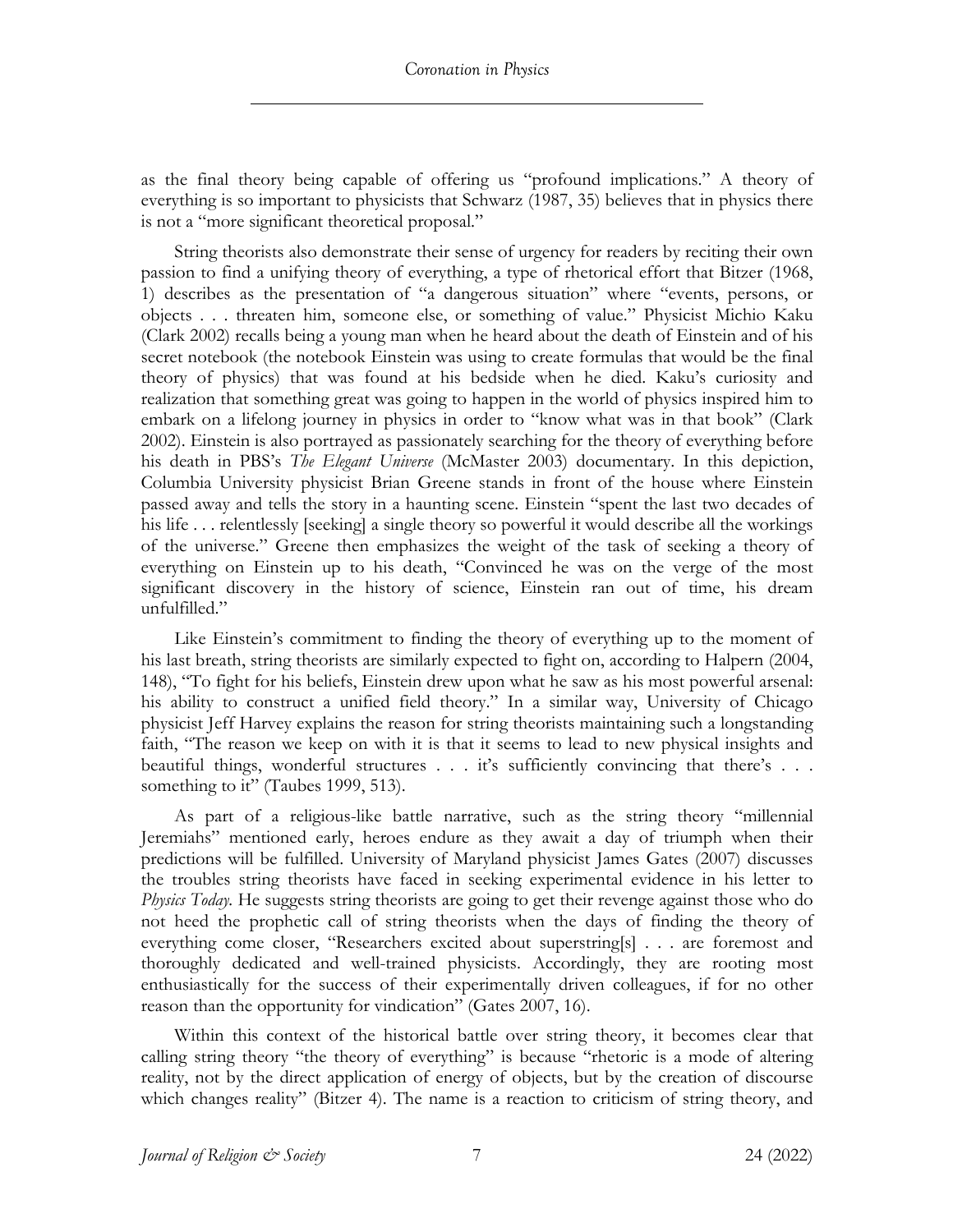as the final theory being capable of offering us "profound implications." A theory of everything is so important to physicists that Schwarz (1987, 35) believes that in physics there is not a "more significant theoretical proposal."

String theorists also demonstrate their sense of urgency for readers by reciting their own passion to find a unifying theory of everything, a type of rhetorical effort that Bitzer (1968, 1) describes as the presentation of "a dangerous situation" where "events, persons, or objects . . . threaten him, someone else, or something of value." Physicist Michio Kaku (Clark 2002) recalls being a young man when he heard about the death of Einstein and of his secret notebook (the notebook Einstein was using to create formulas that would be the final theory of physics) that was found at his bedside when he died. Kaku's curiosity and realization that something great was going to happen in the world of physics inspired him to embark on a lifelong journey in physics in order to "know what was in that book" (Clark 2002). Einstein is also portrayed as passionately searching for the theory of everything before his death in PBS's *The Elegant Universe* (McMaster 2003) documentary. In this depiction, Columbia University physicist Brian Greene stands in front of the house where Einstein passed away and tells the story in a haunting scene. Einstein "spent the last two decades of his life . . . relentlessly [seeking] a single theory so powerful it would describe all the workings of the universe." Greene then emphasizes the weight of the task of seeking a theory of everything on Einstein up to his death, "Convinced he was on the verge of the most significant discovery in the history of science, Einstein ran out of time, his dream unfulfilled."

Like Einstein's commitment to finding the theory of everything up to the moment of his last breath, string theorists are similarly expected to fight on, according to Halpern (2004, 148), "To fight for his beliefs, Einstein drew upon what he saw as his most powerful arsenal: his ability to construct a unified field theory." In a similar way, University of Chicago physicist Jeff Harvey explains the reason for string theorists maintaining such a longstanding faith, "The reason we keep on with it is that it seems to lead to new physical insights and beautiful things, wonderful structures . . . it's sufficiently convincing that there's . . . something to it" (Taubes 1999, 513).

As part of a religious-like battle narrative, such as the string theory "millennial Jeremiahs" mentioned early, heroes endure as they await a day of triumph when their predictions will be fulfilled. University of Maryland physicist James Gates (2007) discusses the troubles string theorists have faced in seeking experimental evidence in his letter to *Physics Today*. He suggests string theorists are going to get their revenge against those who do not heed the prophetic call of string theorists when the days of finding the theory of everything come closer, "Researchers excited about superstring[s] . . . are foremost and thoroughly dedicated and well-trained physicists. Accordingly, they are rooting most enthusiastically for the success of their experimentally driven colleagues, if for no other reason than the opportunity for vindication" (Gates 2007, 16).

Within this context of the historical battle over string theory, it becomes clear that calling string theory "the theory of everything" is because "rhetoric is a mode of altering reality, not by the direct application of energy of objects, but by the creation of discourse which changes reality" (Bitzer 4). The name is a reaction to criticism of string theory, and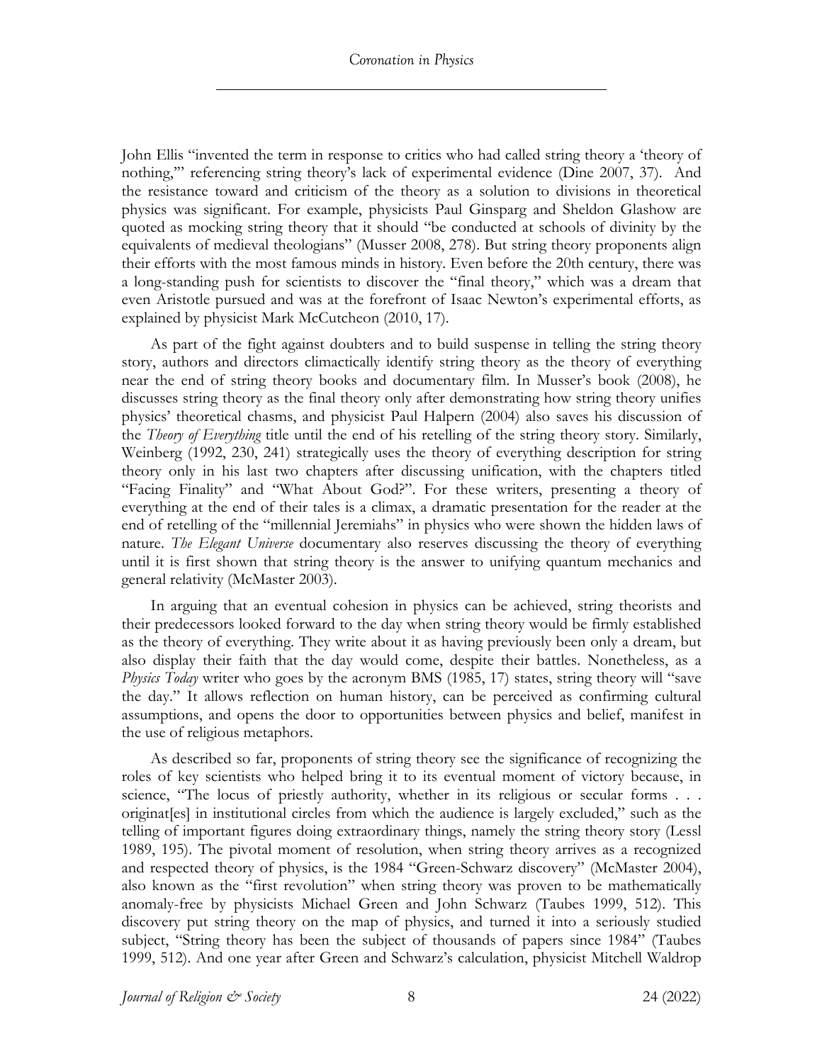John Ellis "invented the term in response to critics who had called string theory a 'theory of nothing,'" referencing string theory's lack of experimental evidence (Dine 2007, 37). And the resistance toward and criticism of the theory as a solution to divisions in theoretical physics was significant. For example, physicists Paul Ginsparg and Sheldon Glashow are quoted as mocking string theory that it should "be conducted at schools of divinity by the equivalents of medieval theologians" (Musser 2008, 278). But string theory proponents align their efforts with the most famous minds in history. Even before the 20th century, there was a long-standing push for scientists to discover the "final theory," which was a dream that even Aristotle pursued and was at the forefront of Isaac Newton's experimental efforts, as explained by physicist Mark McCutcheon (2010, 17).

As part of the fight against doubters and to build suspense in telling the string theory story, authors and directors climactically identify string theory as the theory of everything near the end of string theory books and documentary film. In Musser's book (2008), he discusses string theory as the final theory only after demonstrating how string theory unifies physics' theoretical chasms, and physicist Paul Halpern (2004) also saves his discussion of the *Theory of Everything* title until the end of his retelling of the string theory story. Similarly, Weinberg (1992, 230, 241) strategically uses the theory of everything description for string theory only in his last two chapters after discussing unification, with the chapters titled "Facing Finality" and "What About God?". For these writers, presenting a theory of everything at the end of their tales is a climax, a dramatic presentation for the reader at the end of retelling of the "millennial Jeremiahs" in physics who were shown the hidden laws of nature. *The Elegant Universe* documentary also reserves discussing the theory of everything until it is first shown that string theory is the answer to unifying quantum mechanics and general relativity (McMaster 2003).

In arguing that an eventual cohesion in physics can be achieved, string theorists and their predecessors looked forward to the day when string theory would be firmly established as the theory of everything. They write about it as having previously been only a dream, but also display their faith that the day would come, despite their battles. Nonetheless, as a *Physics Today* writer who goes by the acronym BMS (1985, 17) states, string theory will "save the day." It allows reflection on human history, can be perceived as confirming cultural assumptions, and opens the door to opportunities between physics and belief, manifest in the use of religious metaphors.

As described so far, proponents of string theory see the significance of recognizing the roles of key scientists who helped bring it to its eventual moment of victory because, in science, "The locus of priestly authority, whether in its religious or secular forms . . . originat[es] in institutional circles from which the audience is largely excluded," such as the telling of important figures doing extraordinary things, namely the string theory story (Lessl 1989, 195). The pivotal moment of resolution, when string theory arrives as a recognized and respected theory of physics, is the 1984 "Green-Schwarz discovery" (McMaster 2004), also known as the "first revolution" when string theory was proven to be mathematically anomaly-free by physicists Michael Green and John Schwarz (Taubes 1999, 512). This discovery put string theory on the map of physics, and turned it into a seriously studied subject, "String theory has been the subject of thousands of papers since 1984" (Taubes 1999, 512). And one year after Green and Schwarz's calculation, physicist Mitchell Waldrop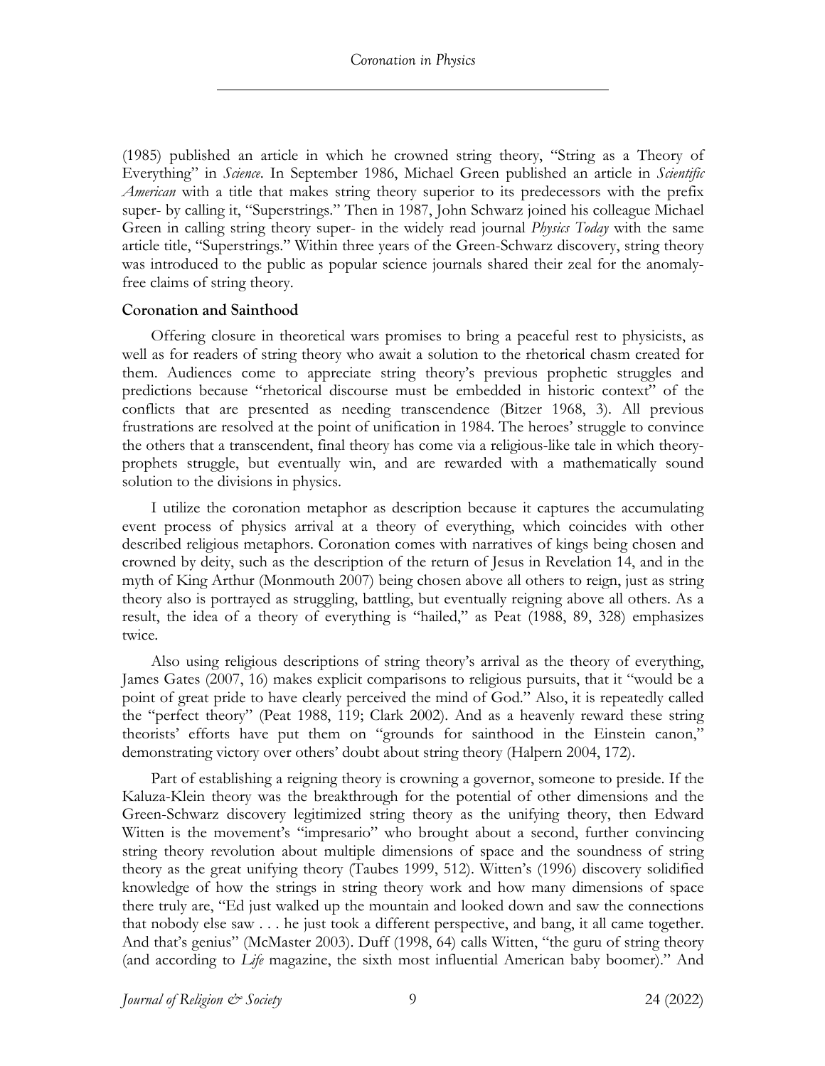(1985) published an article in which he crowned string theory, "String as a Theory of Everything" in *Science*. In September 1986, Michael Green published an article in *Scientific American* with a title that makes string theory superior to its predecessors with the prefix super- by calling it, "Superstrings." Then in 1987, John Schwarz joined his colleague Michael Green in calling string theory super- in the widely read journal *Physics Today* with the same article title, "Superstrings." Within three years of the Green-Schwarz discovery, string theory was introduced to the public as popular science journals shared their zeal for the anomaly-free claims of string theory.

### Coronation and Sainthood

Offering closure in theoretical wars promises to bring a peaceful rest to physicists, as well as for readers of string theory who await a solution to the rhetorical chasm created for them. Audiences come to appreciate string theory's previous prophetic struggles and predictions because "rhetorical discourse must be embedded in historic context" of the conflicts that are presented as needing transcendence (Bitzer 1968, 3). All previous frustrations are resolved at the point of unification in 1984. The heroes' struggle to convince the others that a transcendent, final theory has come via a religious-like tale in which theory-prophets struggle, but eventually win, and are rewarded with a mathematically sound solution to the divisions in physics.

I utilize the coronation metaphor as description because it captures the accumulating event process of physics arrival at a theory of everything, which coincides with other described religious metaphors. Coronation comes with narratives of kings being chosen and crowned by deity, such as the description of the return of Jesus in Revelation 14, and in the myth of King Arthur (Monmouth 2007) being chosen above all others to reign, just as string theory also is portrayed as struggling, battling, but eventually reigning above all others. As a result, the idea of a theory of everything is "hailed," as Peat (1988, 89, 328) emphasizes twice.

Also using religious descriptions of string theory's arrival as the theory of everything, James Gates (2007, 16) makes explicit comparisons to religious pursuits, that it "would be a point of great pride to have clearly perceived the mind of God." Also, it is repeatedly called the "perfect theory" (Peat 1988, 119; Clark 2002). And as a heavenly reward these string theorists' efforts have put them on "grounds for sainthood in the Einstein canon," demonstrating victory over others' doubt about string theory (Halpern 2004, 172).

Part of establishing a reigning theory is crowning a governor, someone to preside. If the Kaluza-Klein theory was the breakthrough for the potential of other dimensions and the Green-Schwarz discovery legitimized string theory as the unifying theory, then Edward Witten is the movement's "impresario" who brought about a second, further convincing string theory revolution about multiple dimensions of space and the soundness of string theory as the great unifying theory (Taubes 1999, 512). Witten's (1996) discovery solidified knowledge of how the strings in string theory work and how many dimensions of space there truly are, "Ed just walked up the mountain and looked down and saw the connections that nobody else saw . . . he just took a different perspective, and bang, it all came together. And that's genius" (McMaster 2003). Duff (1998, 64) calls Witten, "the guru of string theory (and according to *Life* magazine, the sixth most influential American baby boomer)." And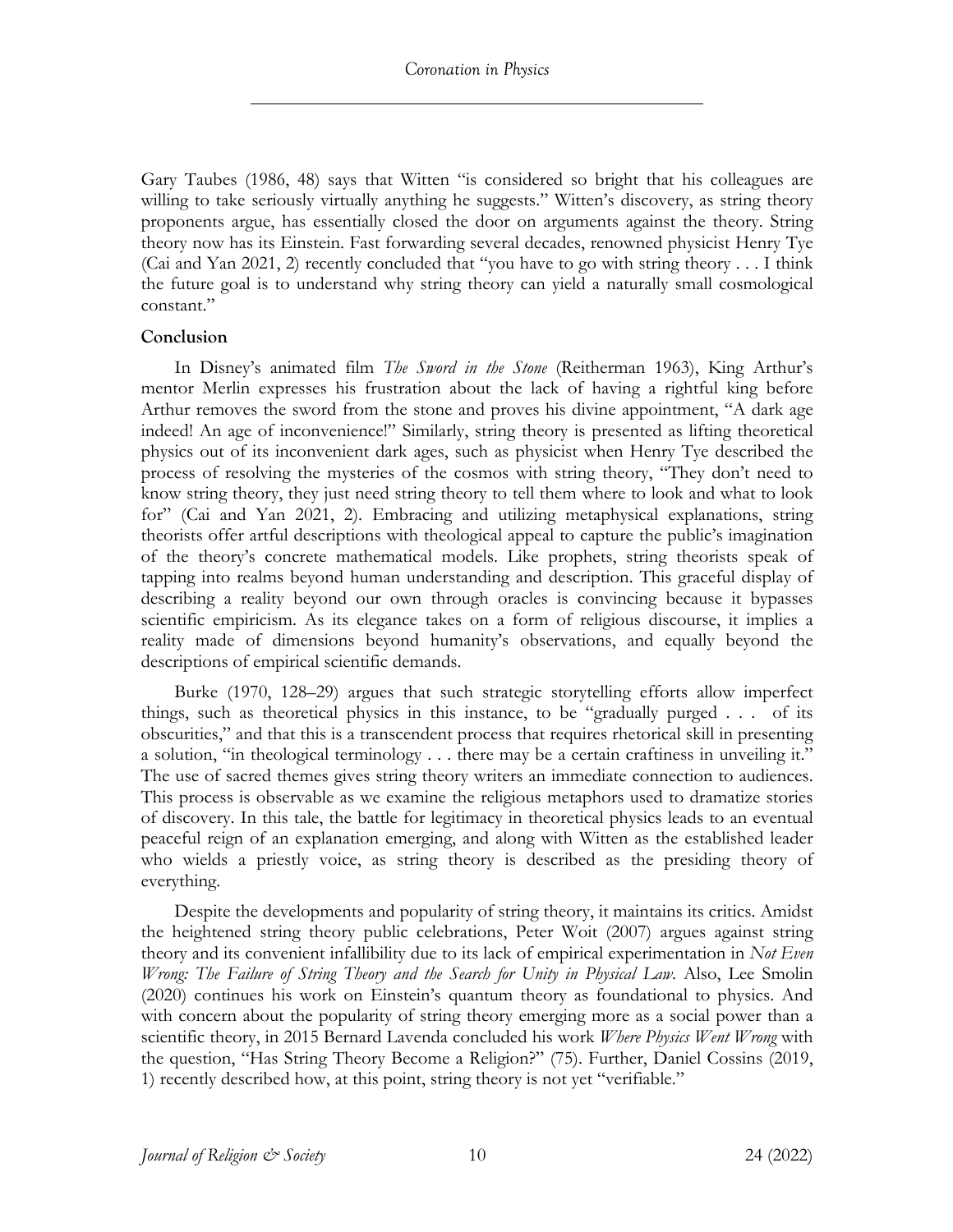Gary Taubes (1986, 48) says that Witten "is considered so bright that his colleagues are willing to take seriously virtually anything he suggests." Witten's discovery, as string theory proponents argue, has essentially closed the door on arguments against the theory. String theory now has its Einstein. Fast forwarding several decades, renowned physicist Henry Tye (Cai and Yan 2021, 2) recently concluded that "you have to go with string theory . . . I think the future goal is to understand why string theory can yield a naturally small cosmological constant."

## Conclusion

In Disney's animated film *The Sword in the Stone* (Reitherman 1963), King Arthur's mentor Merlin expresses his frustration about the lack of having a rightful king before Arthur removes the sword from the stone and proves his divine appointment, "A dark age indeed! An age of inconvenience!" Similarly, string theory is presented as lifting theoretical physics out of its inconvenient dark ages, such as physicist when Henry Tye described the process of resolving the mysteries of the cosmos with string theory, "They don't need to know string theory, they just need string theory to tell them where to look and what to look for" (Cai and Yan 2021, 2). Embracing and utilizing metaphysical explanations, string theorists offer artful descriptions with theological appeal to capture the public's imagination of the theory's concrete mathematical models. Like prophets, string theorists speak of tapping into realms beyond human understanding and description. This graceful display of describing a reality beyond our own through oracles is convincing because it bypasses scientific empiricism. As its elegance takes on a form of religious discourse, it implies a reality made of dimensions beyond humanity's observations, and equally beyond the descriptions of empirical scientific demands.

Burke (1970, 128–29) argues that such strategic storytelling efforts allow imperfect things, such as theoretical physics in this instance, to be "gradually purged . . . of its obscurities," and that this is a transcendent process that requires rhetorical skill in presenting a solution, "in theological terminology . . . there may be a certain craftiness in unveiling it." The use of sacred themes gives string theory writers an immediate connection to audiences. This process is observable as we examine the religious metaphors used to dramatize stories of discovery. In this tale, the battle for legitimacy in theoretical physics leads to an eventual peaceful reign of an explanation emerging, and along with Witten as the established leader who wields a priestly voice, as string theory is described as the presiding theory of everything.

Despite the developments and popularity of string theory, it maintains its critics. Amidst the heightened string theory public celebrations, Peter Woit (2007) argues against string theory and its convenient infallibility due to its lack of empirical experimentation in *Not Even Wrong: The Failure of String Theory and the Search for Unity in Physical Law*. Also, Lee Smolin (2020) continues his work on Einstein's quantum theory as foundational to physics. And with concern about the popularity of string theory emerging more as a social power than a scientific theory, in 2015 Bernard Lavenda concluded his work *Where Physics Went Wrong* with the question, "Has String Theory Become a Religion?" (75). Further, Daniel Cossins (2019, 1) recently described how, at this point, string theory is not yet "verifiable."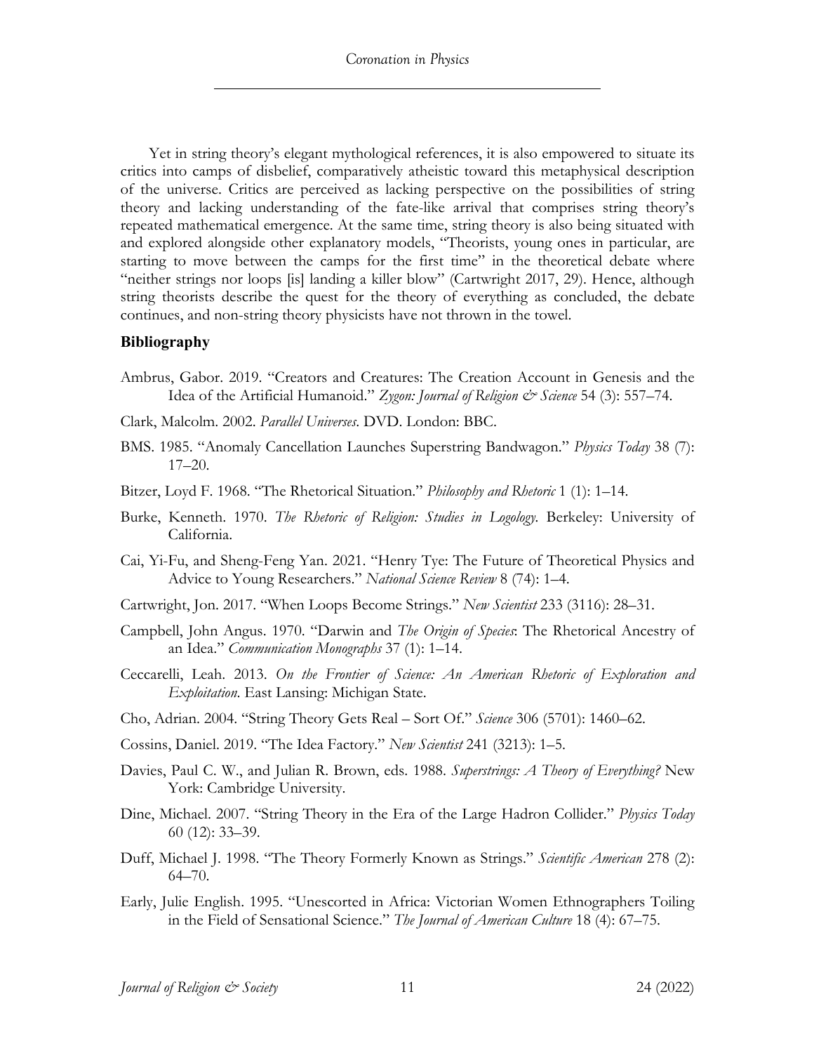Yet in string theory's elegant mythological references, it is also empowered to situate its critics into camps of disbelief, comparatively atheistic toward this metaphysical description of the universe. Critics are perceived as lacking perspective on the possibilities of string theory and lacking understanding of the fate-like arrival that comprises string theory's repeated mathematical emergence. At the same time, string theory is also being situated with and explored alongside other explanatory models, "Theorists, young ones in particular, are starting to move between the camps for the first time" in the theoretical debate where "neither strings nor loops [is] landing a killer blow" (Cartwright 2017, 29). Hence, although string theorists describe the quest for the theory of everything as concluded, the debate continues, and non-string theory physicists have not thrown in the towel.

## Bibliography

Ambrus, Gabor. 2019. "Creators and Creatures: The Creation Account in Genesis and the Idea of the Artificial Humanoid." *Zygon: Journal of Religion & Science* 54 (3): 557–74.

Clark, Malcolm. 2002. *Parallel Universes*. DVD. London: BBC.

BMS. 1985. "Anomaly Cancellation Launches Superstring Bandwagon." *Physics Today* 38 (7): 17–20.

Bitzer, Loyd F. 1968. "The Rhetorical Situation." *Philosophy and Rhetoric* 1 (1): 1–14.

Burke, Kenneth. 1970. *The Rhetoric of Religion: Studies in Logology*. Berkeley: University of California.

Cai, Yi-Fu, and Sheng-Feng Yan. 2021. "Henry Tye: The Future of Theoretical Physics and Advice to Young Researchers." *National Science Review* 8 (74): 1–4.

Cartwright, Jon. 2017. "When Loops Become Strings." *New Scientist* 233 (3116): 28–31.

Campbell, John Angus. 1970. "Darwin and *The Origin of Species*: The Rhetorical Ancestry of an Idea." *Communication Monographs* 37 (1): 1–14.

Ceccarelli, Leah. 2013. *On the Frontier of Science: An American Rhetoric of Exploration and Exploitation*. East Lansing: Michigan State.

Cho, Adrian. 2004. "String Theory Gets Real – Sort Of." *Science* 306 (5701): 1460–62.

Cossins, Daniel. 2019. "The Idea Factory." *New Scientist* 241 (3213): 1–5.

Davies, Paul C. W., and Julian R. Brown, eds. 1988. *Superstrings: A Theory of Everything?* New York: Cambridge University.

Dine, Michael. 2007. "String Theory in the Era of the Large Hadron Collider." *Physics Today* 60 (12): 33–39.

Duff, Michael J. 1998. "The Theory Formerly Known as Strings." *Scientific American* 278 (2): 64–70.

Early, Julie English. 1995. "Unescorted in Africa: Victorian Women Ethnographers Toiling in the Field of Sensational Science." *The Journal of American Culture* 18 (4): 67–75.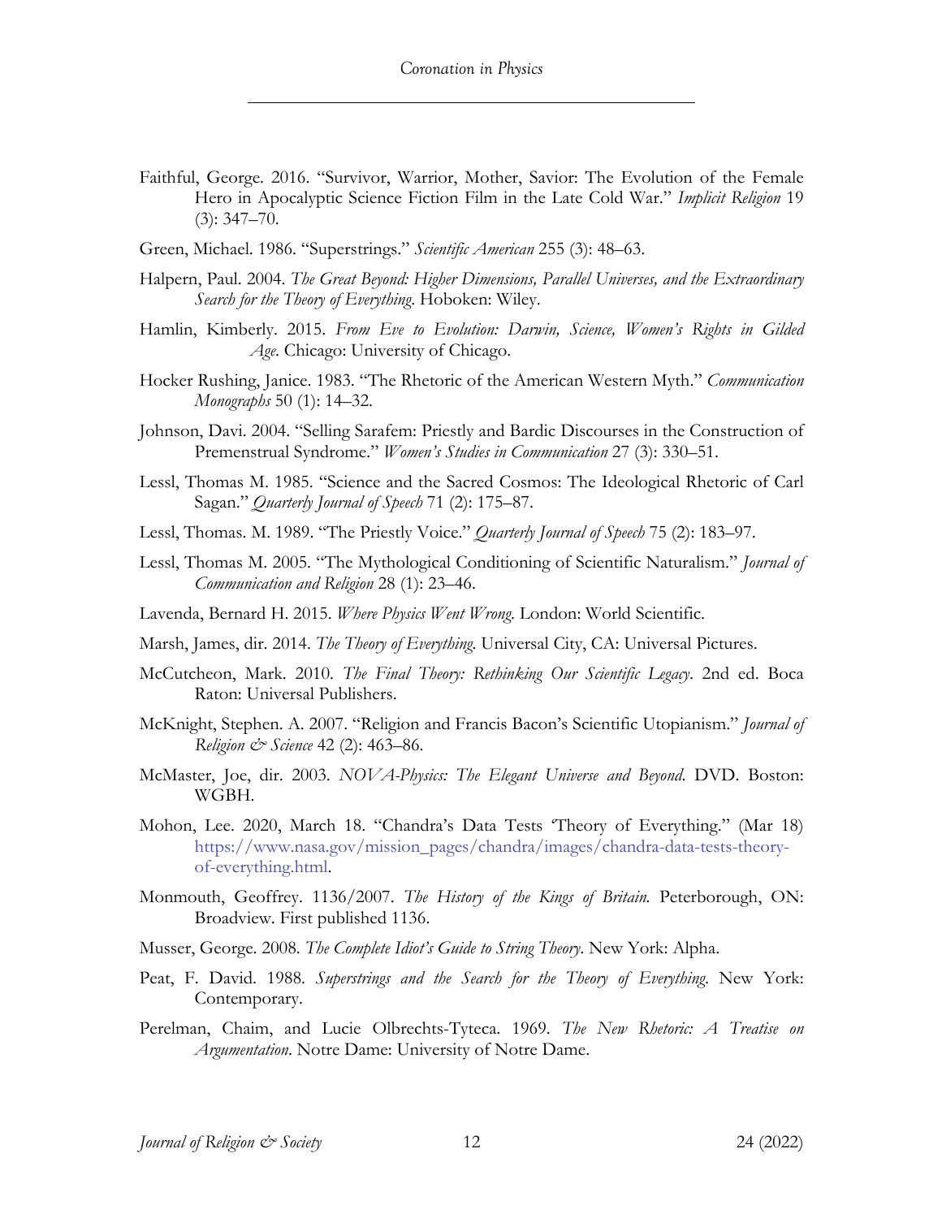Faithful, George. 2016. "Survivor, Warrior, Mother, Savior: The Evolution of the Female Hero in Apocalyptic Science Fiction Film in the Late Cold War." *Implicit Religion* 19 (3): 347–70.

Green, Michael. 1986. "Superstrings." *Scientific American* 255 (3): 48–63.

Halpern, Paul. 2004. *The Great Beyond: Higher Dimensions, Parallel Universes, and the Extraordinary Search for the Theory of Everything*. Hoboken: Wiley.

Hamlin, Kimberly. 2015. *From Eve to Evolution: Darwin, Science, Women's Rights in Gilded Age*. Chicago: University of Chicago.

Hocker Rushing, Janice. 1983. "The Rhetoric of the American Western Myth." *Communication Monographs* 50 (1): 14–32.

Johnson, Davi. 2004. "Selling Sarafem: Priestly and Bardic Discourses in the Construction of Premenstrual Syndrome." *Women's Studies in Communication* 27 (3): 330–51.

Lessl, Thomas M. 1985. "Science and the Sacred Cosmos: The Ideological Rhetoric of Carl Sagan." *Quarterly Journal of Speech* 71 (2): 175–87.

Lessl, Thomas. M. 1989. "The Priestly Voice." *Quarterly Journal of Speech* 75 (2): 183–97.

Lessl, Thomas M. 2005. "The Mythological Conditioning of Scientific Naturalism." *Journal of Communication and Religion* 28 (1): 23–46.

Lavenda, Bernard H. 2015. *Where Physics Went Wrong*. London: World Scientific.

Marsh, James, dir. 2014. *The Theory of Everything*. Universal City, CA: Universal Pictures.

McCutcheon, Mark. 2010. *The Final Theory: Rethinking Our Scientific Legacy*. 2nd ed. Boca Raton: Universal Publishers.

McKnight, Stephen. A. 2007. "Religion and Francis Bacon's Scientific Utopianism." *Journal of Religion & Science* 42 (2): 463–86.

McMaster, Joe, dir. 2003. *NOVA-Physics: The Elegant Universe and Beyond*. DVD. Boston: WGBH.

Mohon, Lee. 2020, March 18. "Chandra's Data Tests 'Theory of Everything." (Mar 18) https://www.nasa.gov/mission_pages/chandra/images/chandra-data-tests-theory-of-everything.html.

Monmouth, Geoffrey. 1136/2007. *The History of the Kings of Britain*. Peterborough, ON: Broadview. First published 1136.

Musser, George. 2008. *The Complete Idiot's Guide to String Theory*. New York: Alpha.

Peat, F. David. 1988. *Superstrings and the Search for the Theory of Everything*. New York: Contemporary.

Perelman, Chaim, and Lucie Olbrechts-Tyteca. 1969. *The New Rhetoric: A Treatise on Argumentation*. Notre Dame: University of Notre Dame.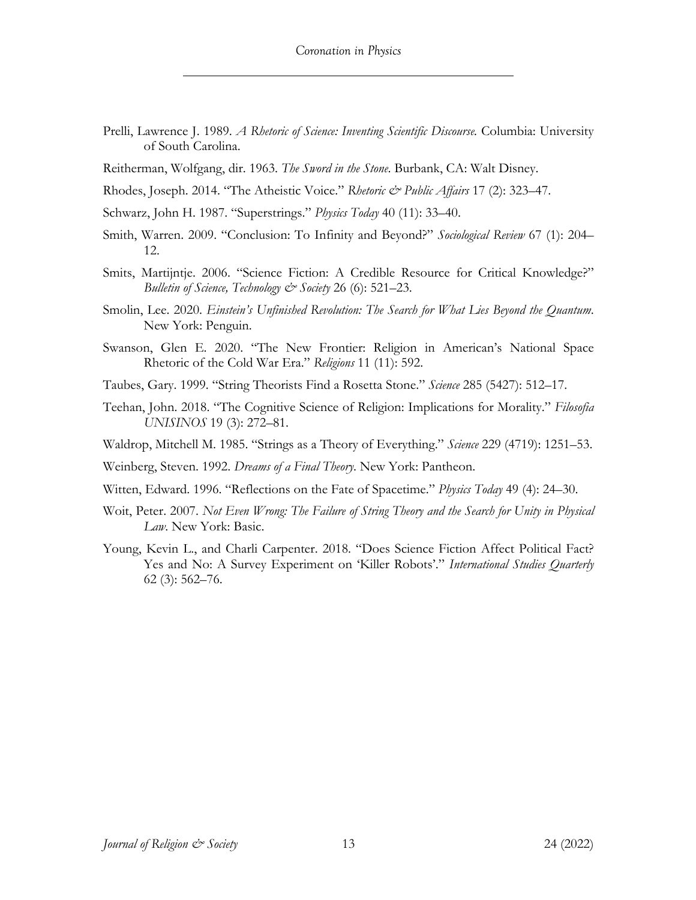Prelli, Lawrence J. 1989. *A Rhetoric of Science: Inventing Scientific Discourse.* Columbia: University of South Carolina.

Reitherman, Wolfgang, dir. 1963. *The Sword in the Stone.* Burbank, CA: Walt Disney.

Rhodes, Joseph. 2014. "The Atheistic Voice." *Rhetoric & Public Affairs* 17 (2): 323–47.

Schwarz, John H. 1987. "Superstrings." *Physics Today* 40 (11): 33–40.

Smith, Warren. 2009. "Conclusion: To Infinity and Beyond?" *Sociological Review* 67 (1): 204–12.

Smits, Martijntje. 2006. "Science Fiction: A Credible Resource for Critical Knowledge?" *Bulletin of Science, Technology & Society* 26 (6): 521–23.

Smolin, Lee. 2020. *Einstein's Unfinished Revolution: The Search for What Lies Beyond the Quantum*. New York: Penguin.

Swanson, Glen E. 2020. "The New Frontier: Religion in American's National Space Rhetoric of the Cold War Era." *Religions* 11 (11): 592.

Taubes, Gary. 1999. "String Theorists Find a Rosetta Stone." *Science* 285 (5427): 512–17.

Teehan, John. 2018. "The Cognitive Science of Religion: Implications for Morality." *Filosofia UNISINOS* 19 (3): 272–81.

Waldrop, Mitchell M. 1985. "Strings as a Theory of Everything." *Science* 229 (4719): 1251–53.

Weinberg, Steven. 1992. *Dreams of a Final Theory*. New York: Pantheon.

Witten, Edward. 1996. "Reflections on the Fate of Spacetime." *Physics Today* 49 (4): 24–30.

Woit, Peter. 2007. *Not Even Wrong: The Failure of String Theory and the Search for Unity in Physical Law*. New York: Basic.

Young, Kevin L., and Charli Carpenter. 2018. "Does Science Fiction Affect Political Fact? Yes and No: A Survey Experiment on 'Killer Robots'." *International Studies Quarterly* 62 (3): 562–76.